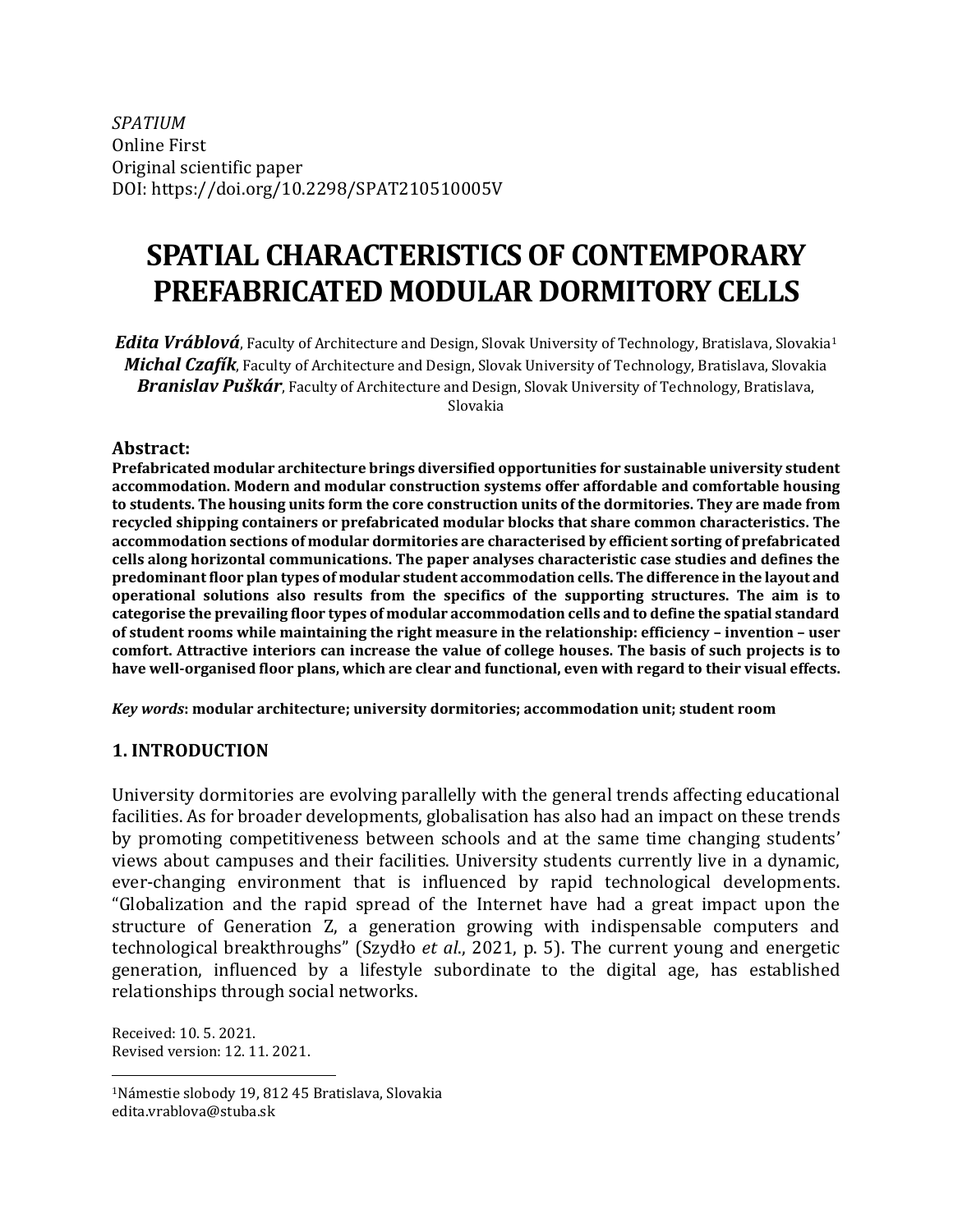*SPATIUM*
Online First
Original scientific paper
DOI: https://doi.org/10.2298/SPAT210510005V

# SPATIAL CHARACTERISTICS OF CONTEMPORARY PREFABRICATED MODULAR DORMITORY CELLS

***Edita Vráblová***, Faculty of Architecture and Design, Slovak University of Technology, Bratislava, Slovakia[1]
***Michal Czafík***, Faculty of Architecture and Design, Slovak University of Technology, Bratislava, Slovakia
***Branislav Puškár***, Faculty of Architecture and Design, Slovak University of Technology, Bratislava, Slovakia

### Abstract:

**Prefabricated modular architecture brings diversified opportunities for sustainable university student accommodation. Modern and modular construction systems offer affordable and comfortable housing to students. The housing units form the core construction units of the dormitories. They are made from recycled shipping containers or prefabricated modular blocks that share common characteristics. The accommodation sections of modular dormitories are characterised by efficient sorting of prefabricated cells along horizontal communications. The paper analyses characteristic case studies and defines the predominant floor plan types of modular student accommodation cells. The difference in the layout and operational solutions also results from the specifics of the supporting structures. The aim is to categorise the prevailing floor types of modular accommodation cells and to define the spatial standard of student rooms while maintaining the right measure in the relationship: efficiency – invention – user comfort. Attractive interiors can increase the value of college houses. The basis of such projects is to have well-organised floor plans, which are clear and functional, even with regard to their visual effects.**

***Key words*: modular architecture; university dormitories; accommodation unit; student room**

## 1. INTRODUCTION

University dormitories are evolving parallelly with the general trends affecting educational facilities. As for broader developments, globalisation has also had an impact on these trends by promoting competitiveness between schools and at the same time changing students' views about campuses and their facilities. University students currently live in a dynamic, ever-changing environment that is influenced by rapid technological developments. "Globalization and the rapid spread of the Internet have had a great impact upon the structure of Generation Z, a generation growing with indispensable computers and technological breakthroughs" (Szydło *et al*., 2021, p. 5). The current young and energetic generation, influenced by a lifestyle subordinate to the digital age, has established relationships through social networks.

Received: 10. 5. 2021.
Revised version: 12. 11. 2021.

[1]Námestie slobody 19, 812 45 Bratislava, Slovakia
edita.vrablova@stuba.sk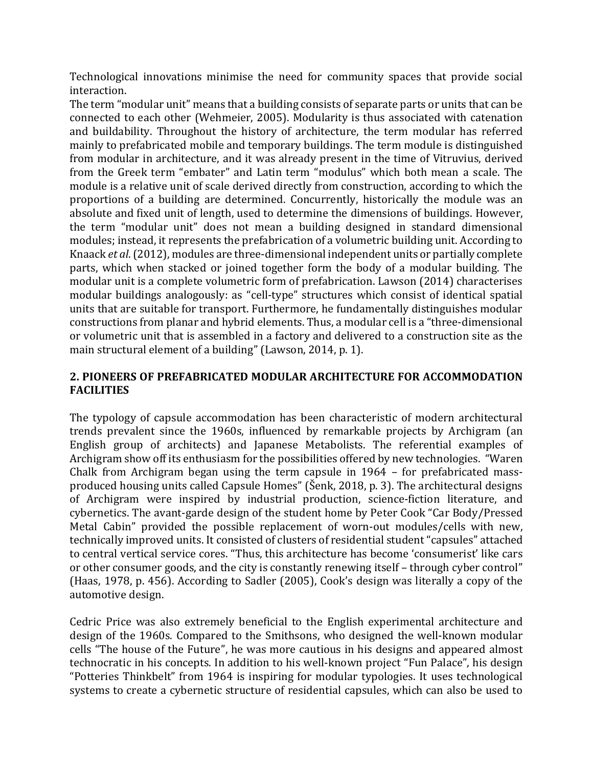Technological innovations minimise the need for community spaces that provide social interaction.

The term "modular unit" means that a building consists of separate parts or units that can be connected to each other (Wehmeier, 2005). Modularity is thus associated with catenation and buildability. Throughout the history of architecture, the term modular has referred mainly to prefabricated mobile and temporary buildings. The term module is distinguished from modular in architecture, and it was already present in the time of Vitruvius, derived from the Greek term "embater" and Latin term "modulus" which both mean a scale. The module is a relative unit of scale derived directly from construction, according to which the proportions of a building are determined. Concurrently, historically the module was an absolute and fixed unit of length, used to determine the dimensions of buildings. However, the term "modular unit" does not mean a building designed in standard dimensional modules; instead, it represents the prefabrication of a volumetric building unit. According to Knaack *et al*. (2012), modules are three-dimensional independent units or partially complete parts, which when stacked or joined together form the body of a modular building. The modular unit is a complete volumetric form of prefabrication. Lawson (2014) characterises modular buildings analogously: as "cell-type" structures which consist of identical spatial units that are suitable for transport. Furthermore, he fundamentally distinguishes modular constructions from planar and hybrid elements. Thus, a modular cell is a "three-dimensional or volumetric unit that is assembled in a factory and delivered to a construction site as the main structural element of a building" (Lawson, 2014, p. 1).

## 2. PIONEERS OF PREFABRICATED MODULAR ARCHITECTURE FOR ACCOMMODATION FACILITIES

The typology of capsule accommodation has been characteristic of modern architectural trends prevalent since the 1960s, influenced by remarkable projects by Archigram (an English group of architects) and Japanese Metabolists. The referential examples of Archigram show off its enthusiasm for the possibilities offered by new technologies. "Waren Chalk from Archigram began using the term capsule in 1964 – for prefabricated mass-produced housing units called Capsule Homes" (Šenk, 2018, p. 3). The architectural designs of Archigram were inspired by industrial production, science-fiction literature, and cybernetics. The avant-garde design of the student home by Peter Cook "Car Body/Pressed Metal Cabin" provided the possible replacement of worn-out modules/cells with new, technically improved units. It consisted of clusters of residential student "capsules" attached to central vertical service cores. "Thus, this architecture has become 'consumerist' like cars or other consumer goods, and the city is constantly renewing itself – through cyber control" (Haas, 1978, p. 456). According to Sadler (2005), Cook's design was literally a copy of the automotive design.

Cedric Price was also extremely beneficial to the English experimental architecture and design of the 1960s. Compared to the Smithsons, who designed the well-known modular cells "The house of the Future", he was more cautious in his designs and appeared almost technocratic in his concepts. In addition to his well-known project "Fun Palace", his design "Potteries Thinkbelt" from 1964 is inspiring for modular typologies. It uses technological systems to create a cybernetic structure of residential capsules, which can also be used to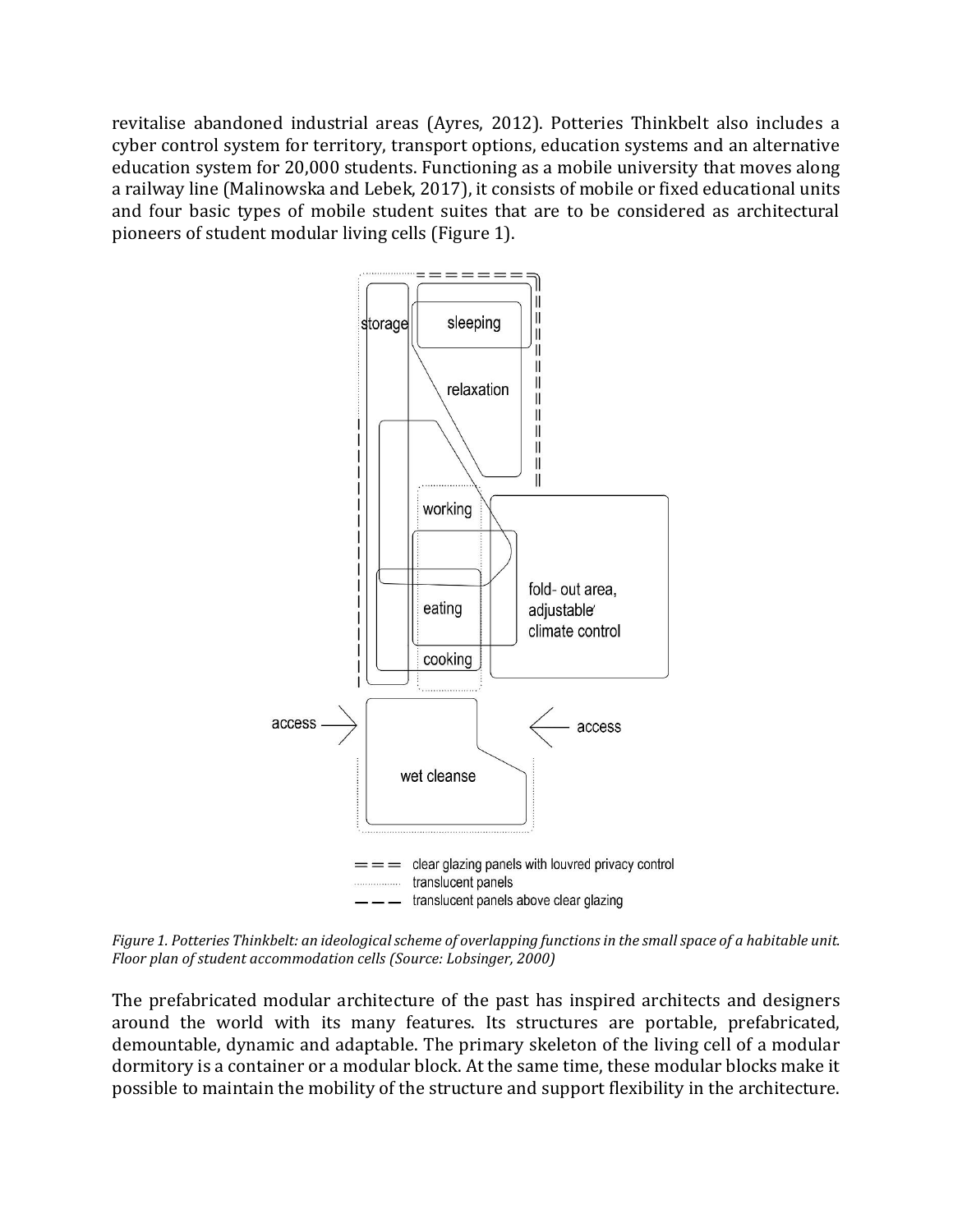revitalise abandoned industrial areas (Ayres, 2012). Potteries Thinkbelt also includes a cyber control system for territory, transport options, education systems and an alternative education system for 20,000 students. Functioning as a mobile university that moves along a railway line (Malinowska and Lebek, 2017), it consists of mobile or fixed educational units and four basic types of mobile student suites that are to be considered as architectural pioneers of student modular living cells (Figure 1).

*Figure 1. Potteries Thinkbelt: an ideological scheme of overlapping functions in the small space of a habitable unit. Floor plan of student accommodation cells (Source: Lobsinger, 2000)*

The prefabricated modular architecture of the past has inspired architects and designers around the world with its many features. Its structures are portable, prefabricated, demountable, dynamic and adaptable. The primary skeleton of the living cell of a modular dormitory is a container or a modular block. At the same time, these modular blocks make it possible to maintain the mobility of the structure and support flexibility in the architecture.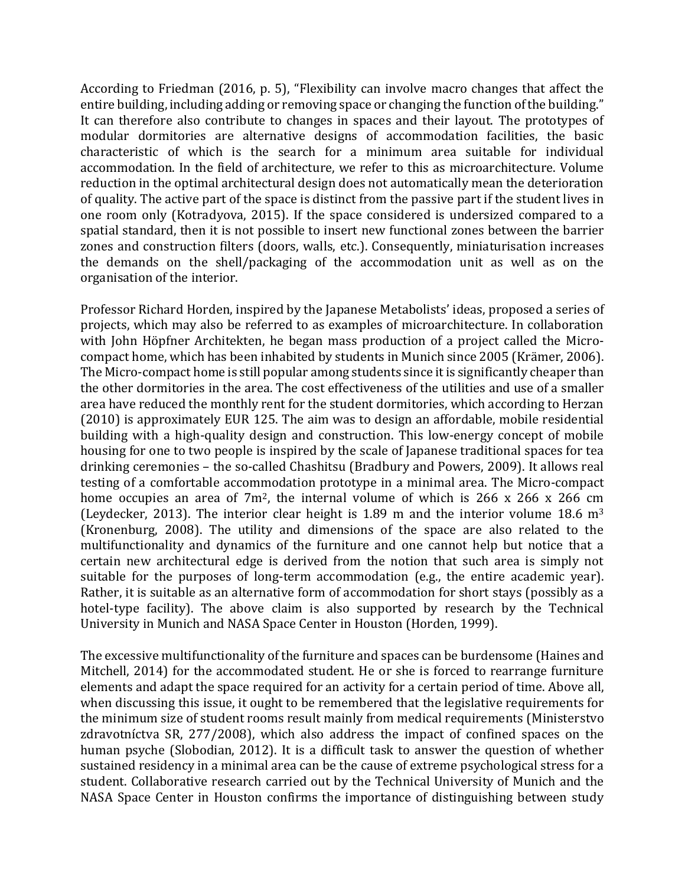According to Friedman (2016, p. 5), "Flexibility can involve macro changes that affect the entire building, including adding or removing space or changing the function of the building." It can therefore also contribute to changes in spaces and their layout. The prototypes of modular dormitories are alternative designs of accommodation facilities, the basic characteristic of which is the search for a minimum area suitable for individual accommodation. In the field of architecture, we refer to this as microarchitecture. Volume reduction in the optimal architectural design does not automatically mean the deterioration of quality. The active part of the space is distinct from the passive part if the student lives in one room only (Kotradyova, 2015). If the space considered is undersized compared to a spatial standard, then it is not possible to insert new functional zones between the barrier zones and construction filters (doors, walls, etc.). Consequently, miniaturisation increases the demands on the shell/packaging of the accommodation unit as well as on the organisation of the interior.

Professor Richard Horden, inspired by the Japanese Metabolists' ideas, proposed a series of projects, which may also be referred to as examples of microarchitecture. In collaboration with John Höpfner Architekten, he began mass production of a project called the Micro-compact home, which has been inhabited by students in Munich since 2005 (Krämer, 2006). The Micro-compact home is still popular among students since it is significantly cheaper than the other dormitories in the area. The cost effectiveness of the utilities and use of a smaller area have reduced the monthly rent for the student dormitories, which according to Herzan (2010) is approximately EUR 125. The aim was to design an affordable, mobile residential building with a high-quality design and construction. This low-energy concept of mobile housing for one to two people is inspired by the scale of Japanese traditional spaces for tea drinking ceremonies – the so-called Chashitsu (Bradbury and Powers, 2009). It allows real testing of a comfortable accommodation prototype in a minimal area. The Micro-compact home occupies an area of 7m$^2$, the internal volume of which is 266 x 266 x 266 cm (Leydecker, 2013). The interior clear height is 1.89 m and the interior volume 18.6 m$^3$ (Kronenburg, 2008). The utility and dimensions of the space are also related to the multifunctionality and dynamics of the furniture and one cannot help but notice that a certain new architectural edge is derived from the notion that such area is simply not suitable for the purposes of long-term accommodation (e.g., the entire academic year). Rather, it is suitable as an alternative form of accommodation for short stays (possibly as a hotel-type facility). The above claim is also supported by research by the Technical University in Munich and NASA Space Center in Houston (Horden, 1999).

The excessive multifunctionality of the furniture and spaces can be burdensome (Haines and Mitchell, 2014) for the accommodated student. He or she is forced to rearrange furniture elements and adapt the space required for an activity for a certain period of time. Above all, when discussing this issue, it ought to be remembered that the legislative requirements for the minimum size of student rooms result mainly from medical requirements (Ministerstvo zdravotníctva SR, 277/2008), which also address the impact of confined spaces on the human psyche (Slobodian, 2012). It is a difficult task to answer the question of whether sustained residency in a minimal area can be the cause of extreme psychological stress for a student. Collaborative research carried out by the Technical University of Munich and the NASA Space Center in Houston confirms the importance of distinguishing between study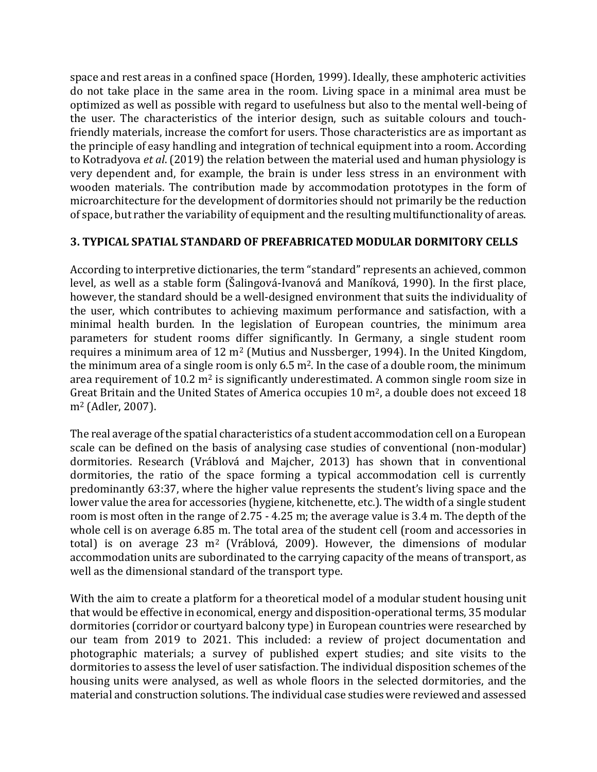space and rest areas in a confined space (Horden, 1999). Ideally, these amphoteric activities do not take place in the same area in the room. Living space in a minimal area must be optimized as well as possible with regard to usefulness but also to the mental well-being of the user. The characteristics of the interior design, such as suitable colours and touch-friendly materials, increase the comfort for users. Those characteristics are as important as the principle of easy handling and integration of technical equipment into a room. According to Kotradyova *et al*. (2019) the relation between the material used and human physiology is very dependent and, for example, the brain is under less stress in an environment with wooden materials. The contribution made by accommodation prototypes in the form of microarchitecture for the development of dormitories should not primarily be the reduction of space, but rather the variability of equipment and the resulting multifunctionality of areas.

## 3. TYPICAL SPATIAL STANDARD OF PREFABRICATED MODULAR DORMITORY CELLS

According to interpretive dictionaries, the term "standard" represents an achieved, common level, as well as a stable form (Šalingová-Ivanová and Maníková, 1990). In the first place, however, the standard should be a well-designed environment that suits the individuality of the user, which contributes to achieving maximum performance and satisfaction, with a minimal health burden. In the legislation of European countries, the minimum area parameters for student rooms differ significantly. In Germany, a single student room requires a minimum area of 12 m$^2$ (Mutius and Nussberger, 1994). In the United Kingdom, the minimum area of a single room is only 6.5 m$^2$. In the case of a double room, the minimum area requirement of 10.2 m$^2$ is significantly underestimated. A common single room size in Great Britain and the United States of America occupies 10 m$^2$, a double does not exceed 18 m$^2$ (Adler, 2007).

The real average of the spatial characteristics of a student accommodation cell on a European scale can be defined on the basis of analysing case studies of conventional (non-modular) dormitories. Research (Vráblová and Majcher, 2013) has shown that in conventional dormitories, the ratio of the space forming a typical accommodation cell is currently predominantly 63:37, where the higher value represents the student's living space and the lower value the area for accessories (hygiene, kitchenette, etc.). The width of a single student room is most often in the range of 2.75 - 4.25 m; the average value is 3.4 m. The depth of the whole cell is on average 6.85 m. The total area of the student cell (room and accessories in total) is on average 23 m$^2$ (Vráblová, 2009). However, the dimensions of modular accommodation units are subordinated to the carrying capacity of the means of transport, as well as the dimensional standard of the transport type.

With the aim to create a platform for a theoretical model of a modular student housing unit that would be effective in economical, energy and disposition-operational terms, 35 modular dormitories (corridor or courtyard balcony type) in European countries were researched by our team from 2019 to 2021. This included: a review of project documentation and photographic materials; a survey of published expert studies; and site visits to the dormitories to assess the level of user satisfaction. The individual disposition schemes of the housing units were analysed, as well as whole floors in the selected dormitories, and the material and construction solutions. The individual case studies were reviewed and assessed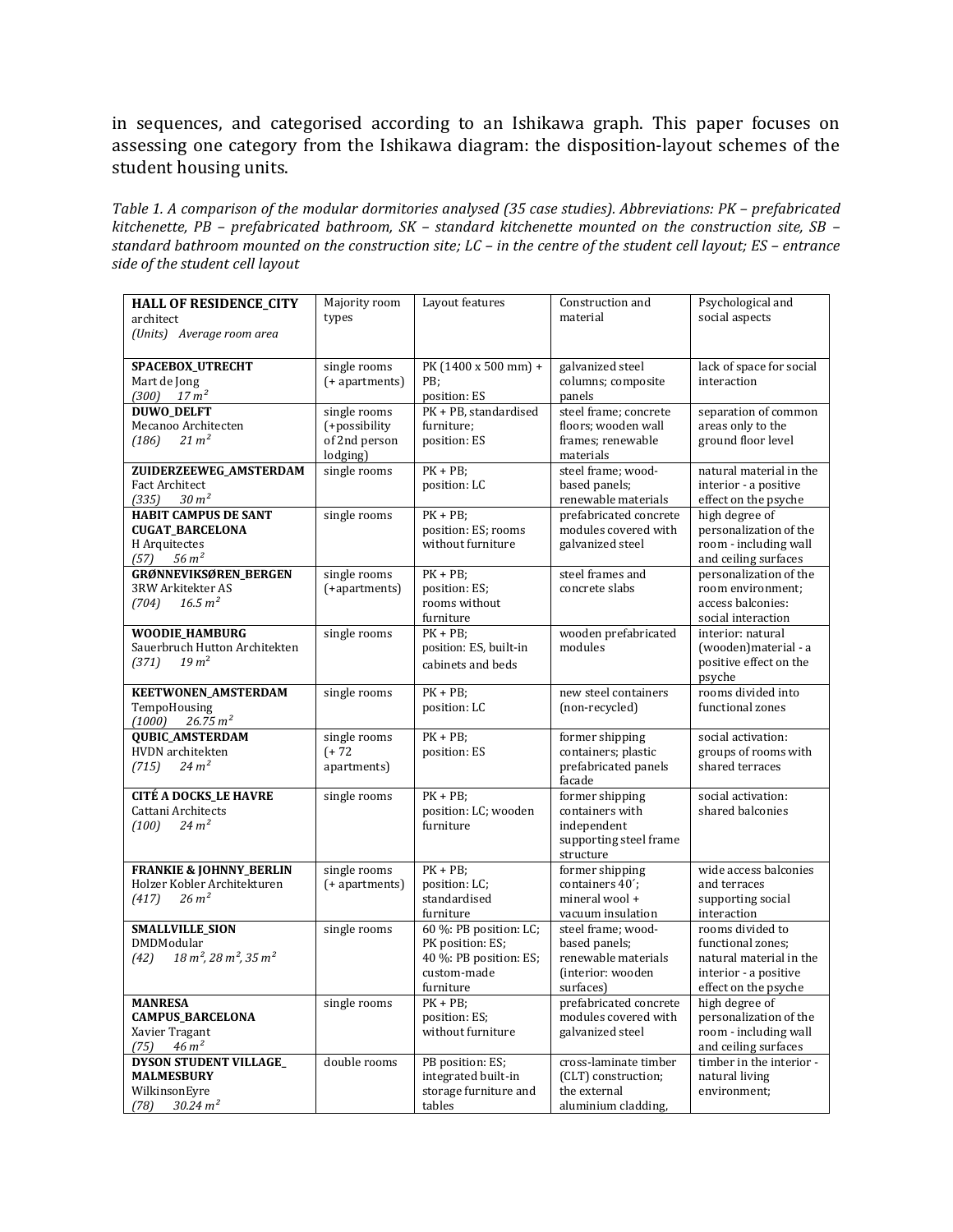in sequences, and categorised according to an Ishikawa graph. This paper focuses on assessing one category from the Ishikawa diagram: the disposition-layout schemes of the student housing units.

*Table 1. A comparison of the modular dormitories analysed (35 case studies). Abbreviations: PK – prefabricated kitchenette, PB – prefabricated bathroom, SK – standard kitchenette mounted on the construction site, SB – standard bathroom mounted on the construction site; LC – in the centre of the student cell layout; ES – entrance side of the student cell layout*

| **HALL OF RESIDENCE_CITY** architect *(Units) Average room area* | Majority room types | Layout features | Construction and material | Psychological and social aspects |
|---|---|---|---|---|
| **SPACEBOX_UTRECHT** Mart de Jong *(300) 17 m²* | single rooms (+ apartments) | PK (1400 x 500 mm) + PB; position: ES | galvanized steel columns; composite panels | lack of space for social interaction |
| **DUWO_DELFT** Mecanoo Architecten *(186) 21 m²* | single rooms (+possibility of 2nd person lodging) | PK + PB, standardised furniture; position: ES | steel frame; concrete floors; wooden wall frames; renewable materials | separation of common areas only to the ground floor level |
| **ZUIDERZEEWEG_AMSTERDAM** Fact Architect *(335) 30 m²* | single rooms | PK + PB; position: LC | steel frame; wood-based panels; renewable materials | natural material in the interior - a positive effect on the psyche |
| **HABIT CAMPUS DE SANT CUGAT_BARCELONA** H Arquitectes *(57) 56 m²* | single rooms | PK + PB; position: ES; rooms without furniture | prefabricated concrete modules covered with galvanized steel | high degree of personalization of the room - including wall and ceiling surfaces |
| **GRØNNEVIKSØREN_BERGEN** 3RW Arkitekter AS *(704) 16.5 m²* | single rooms (+apartments) | PK + PB; position: ES; rooms without furniture | steel frames and concrete slabs | personalization of the room environment; access balconies: social interaction |
| **WOODIE_HAMBURG** Sauerbruch Hutton Architekten *(371) 19 m²* | single rooms | PK + PB; position: ES, built-in cabinets and beds | wooden prefabricated modules | interior: natural (wooden)material - a positive effect on the psyche |
| **KEETWONEN_AMSTERDAM** TempoHousing *(1000) 26.75 m²* | single rooms | PK + PB; position: LC | new steel containers (non-recycled) | rooms divided into functional zones |
| **QUBIC_AMSTERDAM** HVDN architekten *(715) 24 m²* | single rooms (+ 72 apartments) | PK + PB; position: ES | former shipping containers; plastic prefabricated panels facade | social activation: groups of rooms with shared terraces |
| **CITÉ A DOCKS_LE HAVRE** Cattani Architects *(100) 24 m²* | single rooms | PK + PB; position: LC; wooden furniture | former shipping containers with independent supporting steel frame structure | social activation: shared balconies |
| **FRANKIE & JOHNNY_BERLIN** Holzer Kobler Architekturen *(417) 26 m²* | single rooms (+ apartments) | PK + PB; position: LC; standardised furniture | former shipping containers 40´; mineral wool + vacuum insulation | wide access balconies and terraces supporting social interaction |
| **SMALLVILLE_SION** DMDModular *(42) 18 m², 28 m², 35 m²* | single rooms | 60 %: PB position: LC; PK position: ES; 40 %: PB position: ES; custom-made furniture | steel frame; wood-based panels; renewable materials (interior: wooden surfaces) | rooms divided to functional zones; natural material in the interior - a positive effect on the psyche |
| **MANRESA CAMPUS_BARCELONA** Xavier Tragant *(75) 46 m²* | single rooms | PK + PB; position: ES; without furniture | prefabricated concrete modules covered with galvanized steel | high degree of personalization of the room - including wall and ceiling surfaces |
| **DYSON STUDENT VILLAGE_ MALMESBURY** WilkinsonEyre *(78) 30.24 m²* | double rooms | PB position: ES; integrated built-in storage furniture and tables | cross-laminate timber (CLT) construction; the external aluminium cladding, | timber in the interior - natural living environment; |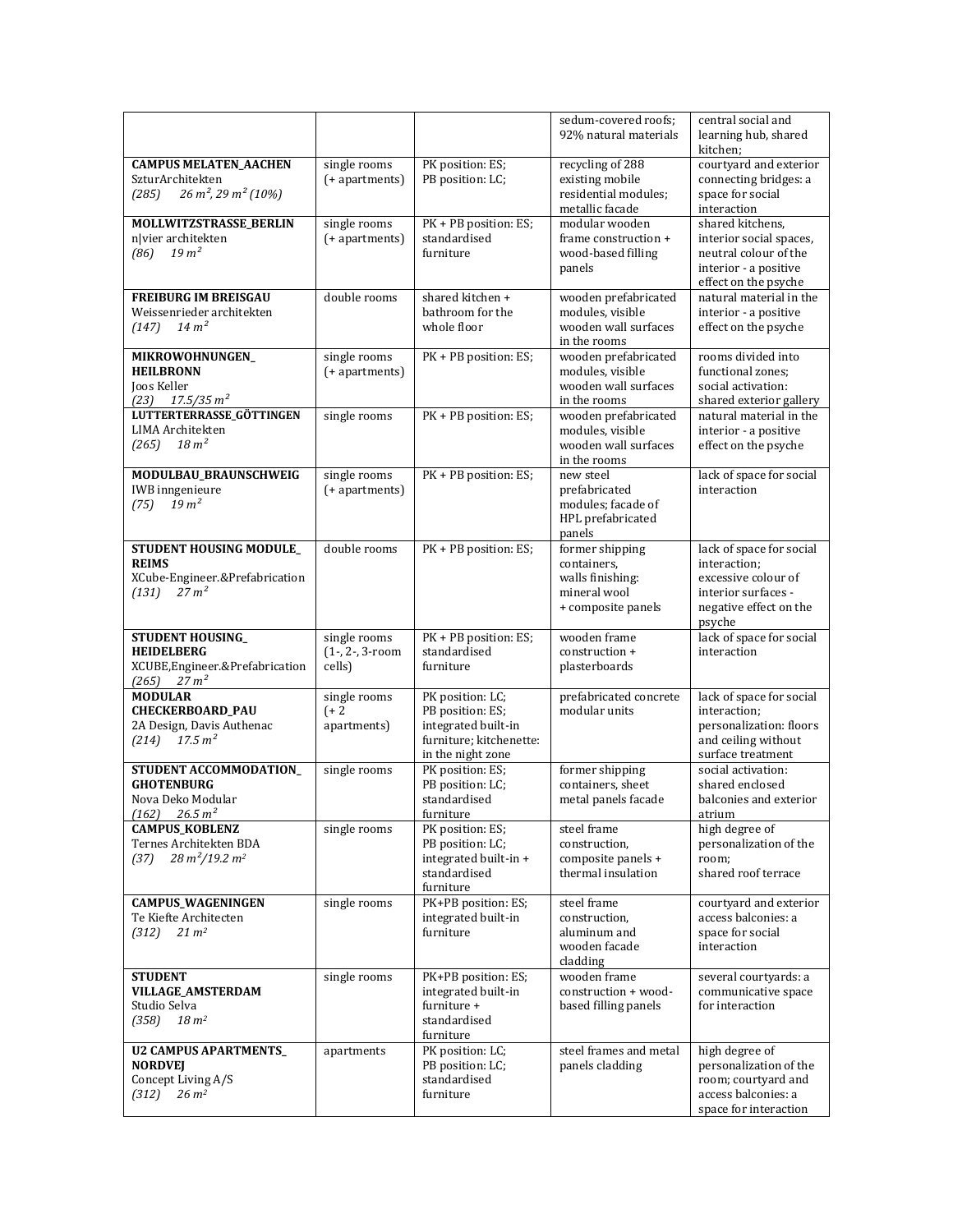| | | | | |
|---|---|---|---|---|
| | | | sedum-covered roofs; 92% natural materials | central social and learning hub, shared kitchen; |
| **CAMPUS MELATEN_AACHEN** SzturArchitekten *(285) 26 m², 29 m² (10%)* | single rooms (+ apartments) | PK position: ES; PB position: LC; | recycling of 288 existing mobile residential modules; metallic facade | courtyard and exterior connecting bridges: a space for social interaction |
| **MOLLWITZSTRASSE_BERLIN** n\|vier architekten *(86) 19 m²* | single rooms (+ apartments) | PK + PB position: ES; standardised furniture | modular wooden frame construction + wood-based filling panels | shared kitchens, interior social spaces, neutral colour of the interior - a positive effect on the psyche |
| **FREIBURG IM BREISGAU** Weissenrieder architekten *(147) 14 m²* | double rooms | shared kitchen + bathroom for the whole floor | wooden prefabricated modules, visible wooden wall surfaces in the rooms | natural material in the interior - a positive effect on the psyche |
| **MIKROWOHNUNGEN_ HEILBRONN** Joos Keller *(23) 17.5/35 m²* | single rooms (+ apartments) | PK + PB position: ES; | wooden prefabricated modules, visible wooden wall surfaces in the rooms | rooms divided into functional zones; social activation: shared exterior gallery |
| **LUTTERTERRASSE_GÖTTINGEN** LIMA Architekten *(265) 18 m²* | single rooms | PK + PB position: ES; | wooden prefabricated modules, visible wooden wall surfaces in the rooms | natural material in the interior - a positive effect on the psyche |
| **MODULBAU_BRAUNSCHWEIG** IWB inngenieure *(75) 19 m²* | single rooms (+ apartments) | PK + PB position: ES; | new steel prefabricated modules; facade of HPL prefabricated panels | lack of space for social interaction |
| **STUDENT HOUSING MODULE_ REIMS** XCube-Engineer.&Prefabrication *(131) 27 m²* | double rooms | PK + PB position: ES; | former shipping containers, walls finishing: mineral wool + composite panels | lack of space for social interaction; excessive colour of interior surfaces - negative effect on the psyche |
| **STUDENT HOUSING_ HEIDELBERG** XCUBE,Engineer.&Prefabrication *(265) 27 m²* | single rooms (1-, 2-, 3-room cells) | PK + PB position: ES; standardised furniture | wooden frame construction + plasterboards | lack of space for social interaction |
| **MODULAR CHECKERBOARD_PAU** 2A Design, Davis Authenac *(214) 17.5 m²* | single rooms (+ 2 apartments) | PK position: LC; PB position: ES; integrated built-in furniture; kitchenette: in the night zone | prefabricated concrete modular units | lack of space for social interaction; personalization: floors and ceiling without surface treatment |
| **STUDENT ACCOMMODATION_ GHOTENBURG** Nova Deko Modular *(162) 26.5 m²* | single rooms | PK position: ES; PB position: LC; standardised furniture | former shipping containers, sheet metal panels facade | social activation: shared enclosed balconies and exterior atrium |
| **CAMPUS_KOBLENZ** Ternes Architekten BDA *(37) 28 m²/19.2 m²* | single rooms | PK position: ES; PB position: LC; integrated built-in + standardised furniture | steel frame construction, composite panels + thermal insulation | high degree of personalization of the room; shared roof terrace |
| **CAMPUS_WAGENINGEN** Te Kiefte Architecten *(312) 21 m²* | single rooms | PK+PB position: ES; integrated built-in furniture | steel frame construction, aluminum and wooden facade cladding | courtyard and exterior access balconies: a space for social interaction |
| **STUDENT VILLAGE_AMSTERDAM** Studio Selva *(358) 18 m²* | single rooms | PK+PB position: ES; integrated built-in furniture + standardised furniture | wooden frame construction + wood-based filling panels | several courtyards: a communicative space for interaction |
| **U2 CAMPUS APARTMENTS_ NORDVEJ** Concept Living A/S *(312) 26 m²* | apartments | PK position: LC; PB position: LC; standardised furniture | steel frames and metal panels cladding | high degree of personalization of the room; courtyard and access balconies: a space for interaction |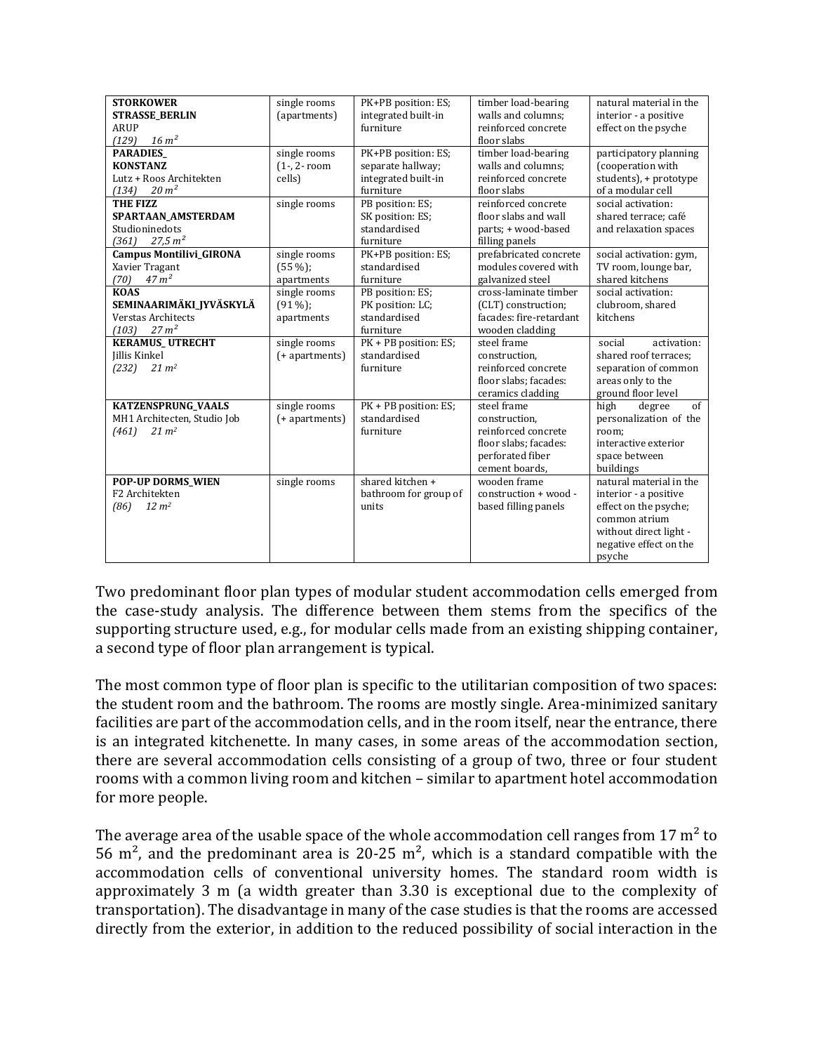| | | | | |
|---|---|---|---|---|
| **STORKOWER STRASSE_BERLIN** ARUP *(129) 16 m²* | single rooms (apartments) | PK+PB position: ES; integrated built-in furniture | timber load-bearing walls and columns; reinforced concrete floor slabs | natural material in the interior - a positive effect on the psyche |
| **PARADIES_ KONSTANZ** Lutz + Roos Architekten *(134) 20 m²* | single rooms (1-, 2- room cells) | PK+PB position: ES; separate hallway; integrated built-in furniture | timber load-bearing walls and columns; reinforced concrete floor slabs | participatory planning (cooperation with students), + prototype of a modular cell |
| **THE FIZZ SPARTAAN_AMSTERDAM** Studioninedots *(361) 27,5 m²* | single rooms | PB position: ES; SK position: ES; standardised furniture | reinforced concrete floor slabs and wall parts; + wood-based filling panels | social activation: shared terrace; café and relaxation spaces |
| **Campus Montilivi_GIRONA** Xavier Tragant *(70) 47 m²* | single rooms (55 %); apartments | PK+PB position: ES; standardised furniture | prefabricated concrete modules covered with galvanized steel | social activation: gym, TV room, lounge bar, shared kitchens |
| **KOAS SEMINAARIMÄKI_JYVÄSKYLÄ** Verstas Architects *(103) 27 m²* | single rooms (91 %); apartments | PB position: ES; PK position: LC; standardised furniture | cross-laminate timber (CLT) construction; facades: fire-retardant wooden cladding | social activation: clubroom, shared kitchens |
| **KERAMUS_ UTRECHT** Jillis Kinkel *(232) 21 m²* | single rooms (+ apartments) | PK + PB position: ES; standardised furniture | steel frame construction, reinforced concrete floor slabs; facades: ceramics cladding | social activation: shared roof terraces; separation of common areas only to the ground floor level |
| **KATZENSPRUNG_VAALS** MH1 Architecten, Studio Job *(461) 21 m²* | single rooms (+ apartments) | PK + PB position: ES; standardised furniture | steel frame construction, reinforced concrete floor slabs; facades: perforated fiber cement boards, | high degree of personalization of the room; interactive exterior space between buildings |
| **POP-UP DORMS_WIEN** F2 Architekten *(86) 12 m²* | single rooms | shared kitchen + bathroom for group of units | wooden frame construction + wood - based filling panels | natural material in the interior - a positive effect on the psyche; common atrium without direct light - negative effect on the psyche |

Two predominant floor plan types of modular student accommodation cells emerged from the case-study analysis. The difference between them stems from the specifics of the supporting structure used, e.g., for modular cells made from an existing shipping container, a second type of floor plan arrangement is typical.

The most common type of floor plan is specific to the utilitarian composition of two spaces: the student room and the bathroom. The rooms are mostly single. Area-minimized sanitary facilities are part of the accommodation cells, and in the room itself, near the entrance, there is an integrated kitchenette. In many cases, in some areas of the accommodation section, there are several accommodation cells consisting of a group of two, three or four student rooms with a common living room and kitchen – similar to apartment hotel accommodation for more people.

The average area of the usable space of the whole accommodation cell ranges from 17 m² to 56 m², and the predominant area is 20-25 m², which is a standard compatible with the accommodation cells of conventional university homes. The standard room width is approximately 3 m (a width greater than 3.30 is exceptional due to the complexity of transportation). The disadvantage in many of the case studies is that the rooms are accessed directly from the exterior, in addition to the reduced possibility of social interaction in the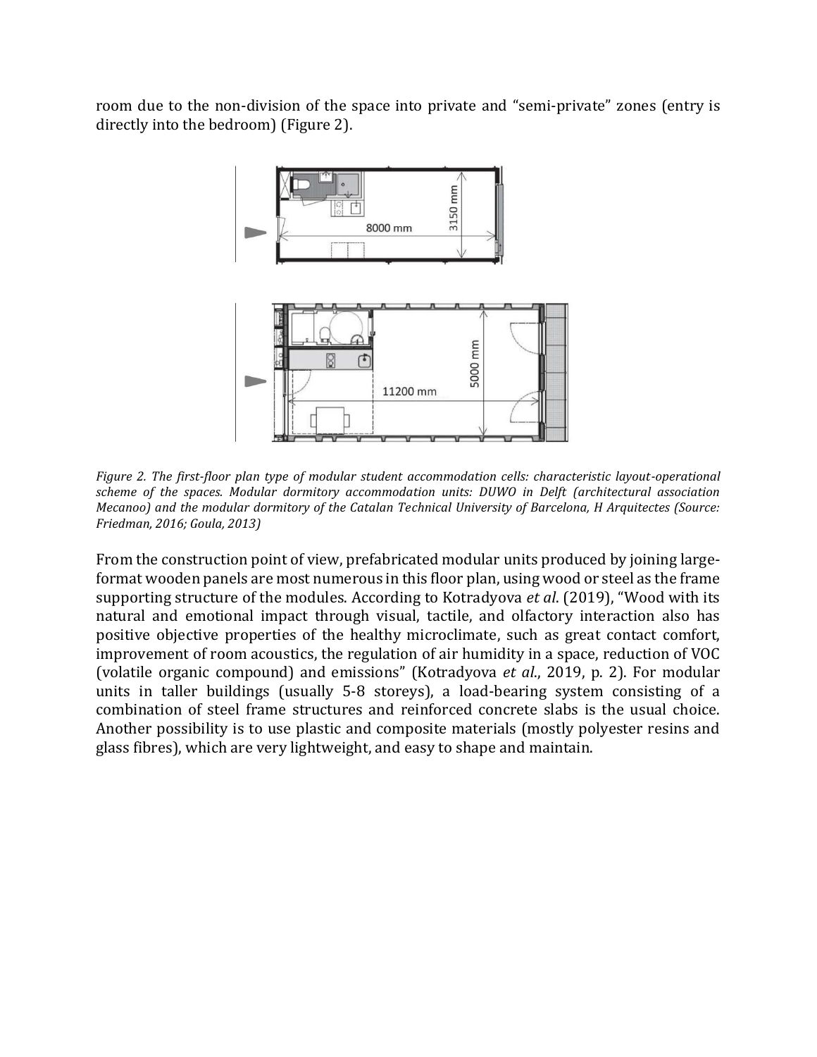room due to the non-division of the space into private and "semi-private" zones (entry is directly into the bedroom) (Figure 2).

*Figure 2. The first-floor plan type of modular student accommodation cells: characteristic layout-operational scheme of the spaces. Modular dormitory accommodation units: DUWO in Delft (architectural association Mecanoo) and the modular dormitory of the Catalan Technical University of Barcelona, H Arquitectes (Source: Friedman, 2016; Goula, 2013)*

From the construction point of view, prefabricated modular units produced by joining large-format wooden panels are most numerous in this floor plan, using wood or steel as the frame supporting structure of the modules. According to Kotradyova *et al*. (2019), "Wood with its natural and emotional impact through visual, tactile, and olfactory interaction also has positive objective properties of the healthy microclimate, such as great contact comfort, improvement of room acoustics, the regulation of air humidity in a space, reduction of VOC (volatile organic compound) and emissions" (Kotradyova *et al*., 2019, p. 2). For modular units in taller buildings (usually 5-8 storeys), a load-bearing system consisting of a combination of steel frame structures and reinforced concrete slabs is the usual choice. Another possibility is to use plastic and composite materials (mostly polyester resins and glass fibres), which are very lightweight, and easy to shape and maintain.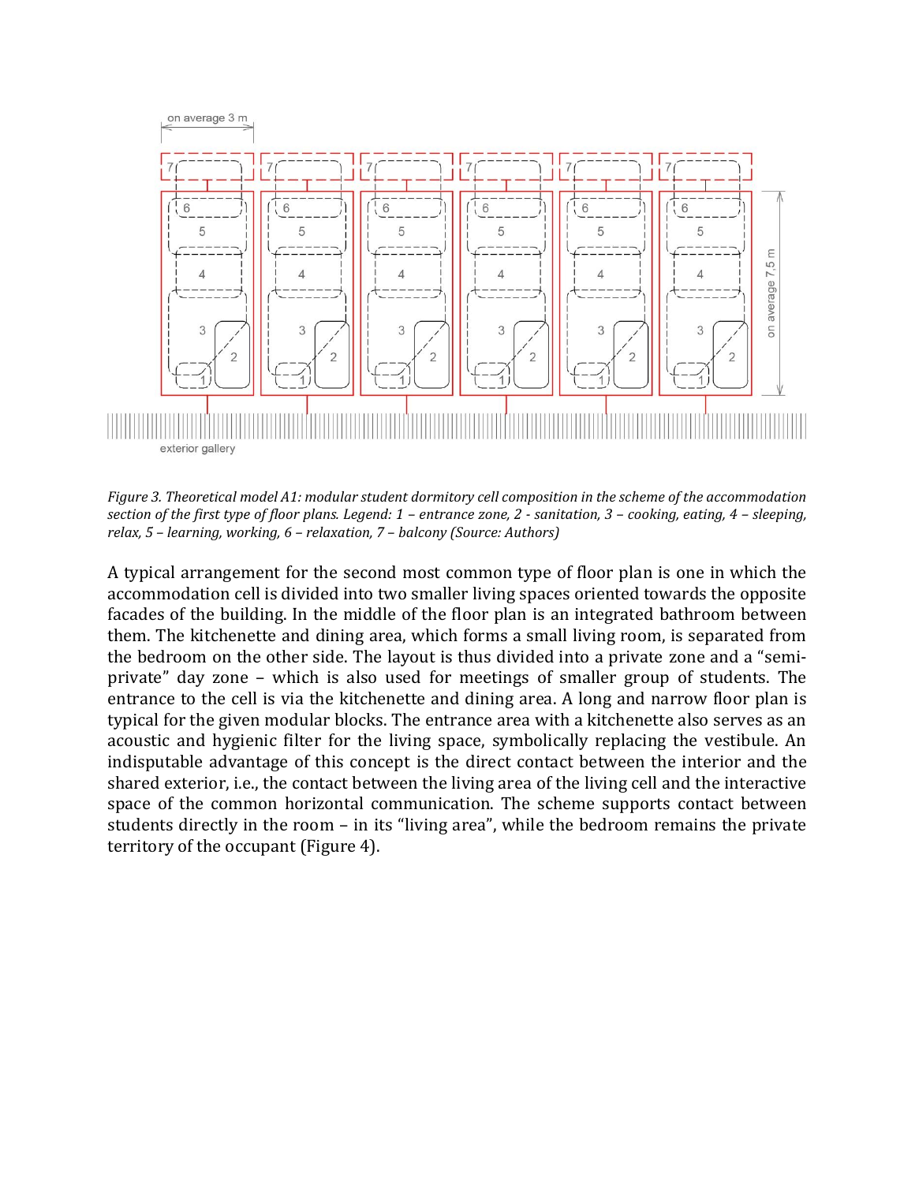*Figure 3. Theoretical model A1: modular student dormitory cell composition in the scheme of the accommodation section of the first type of floor plans. Legend: 1 – entrance zone, 2 - sanitation, 3 – cooking, eating, 4 – sleeping, relax, 5 – learning, working, 6 – relaxation, 7 – balcony (Source: Authors)*

A typical arrangement for the second most common type of floor plan is one in which the accommodation cell is divided into two smaller living spaces oriented towards the opposite facades of the building. In the middle of the floor plan is an integrated bathroom between them. The kitchenette and dining area, which forms a small living room, is separated from the bedroom on the other side. The layout is thus divided into a private zone and a "semi-private" day zone – which is also used for meetings of smaller group of students. The entrance to the cell is via the kitchenette and dining area. A long and narrow floor plan is typical for the given modular blocks. The entrance area with a kitchenette also serves as an acoustic and hygienic filter for the living space, symbolically replacing the vestibule. An indisputable advantage of this concept is the direct contact between the interior and the shared exterior, i.e., the contact between the living area of the living cell and the interactive space of the common horizontal communication. The scheme supports contact between students directly in the room – in its "living area", while the bedroom remains the private territory of the occupant (Figure 4).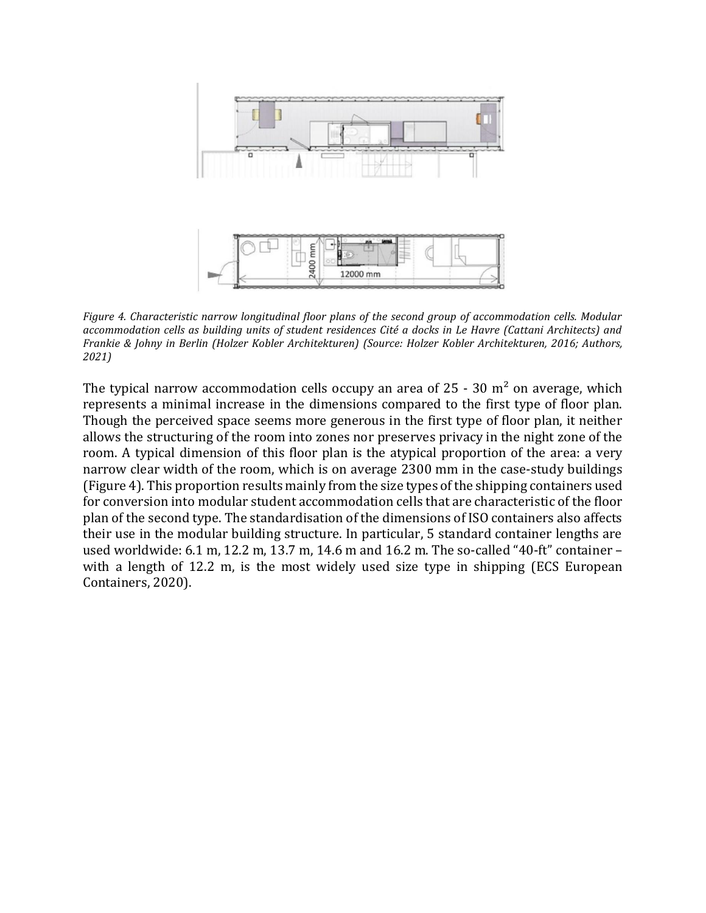*Figure 4. Characteristic narrow longitudinal floor plans of the second group of accommodation cells. Modular accommodation cells as building units of student residences Cité a docks in Le Havre (Cattani Architects) and Frankie & Johny in Berlin (Holzer Kobler Architekturen) (Source: Holzer Kobler Architekturen, 2016; Authors, 2021)*

The typical narrow accommodation cells occupy an area of 25 - 30 m² on average, which represents a minimal increase in the dimensions compared to the first type of floor plan. Though the perceived space seems more generous in the first type of floor plan, it neither allows the structuring of the room into zones nor preserves privacy in the night zone of the room. A typical dimension of this floor plan is the atypical proportion of the area: a very narrow clear width of the room, which is on average 2300 mm in the case-study buildings (Figure 4). This proportion results mainly from the size types of the shipping containers used for conversion into modular student accommodation cells that are characteristic of the floor plan of the second type. The standardisation of the dimensions of ISO containers also affects their use in the modular building structure. In particular, 5 standard container lengths are used worldwide: 6.1 m, 12.2 m, 13.7 m, 14.6 m and 16.2 m. The so-called "40-ft" container – with a length of 12.2 m, is the most widely used size type in shipping (ECS European Containers, 2020).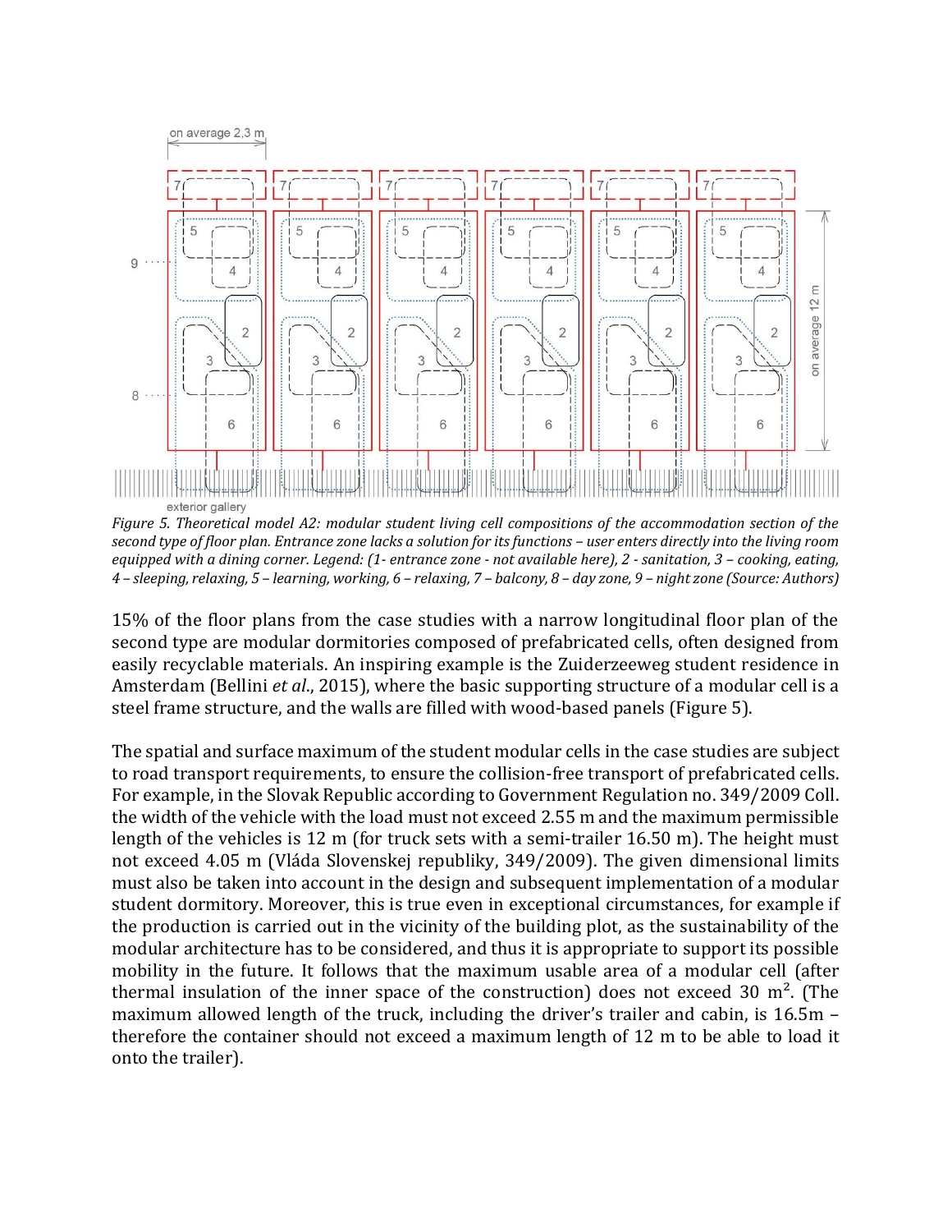*Figure 5. Theoretical model A2: modular student living cell compositions of the accommodation section of the second type of floor plan. Entrance zone lacks a solution for its functions – user enters directly into the living room equipped with a dining corner. Legend: (1- entrance zone - not available here), 2 - sanitation, 3 – cooking, eating, 4 – sleeping, relaxing, 5 – learning, working, 6 – relaxing, 7 – balcony, 8 – day zone, 9 – night zone (Source: Authors)*

15% of the floor plans from the case studies with a narrow longitudinal floor plan of the second type are modular dormitories composed of prefabricated cells, often designed from easily recyclable materials. An inspiring example is the Zuiderzeeweg student residence in Amsterdam (Bellini *et al*., 2015), where the basic supporting structure of a modular cell is a steel frame structure, and the walls are filled with wood-based panels (Figure 5).

The spatial and surface maximum of the student modular cells in the case studies are subject to road transport requirements, to ensure the collision-free transport of prefabricated cells. For example, in the Slovak Republic according to Government Regulation no. 349/2009 Coll. the width of the vehicle with the load must not exceed 2.55 m and the maximum permissible length of the vehicles is 12 m (for truck sets with a semi-trailer 16.50 m). The height must not exceed 4.05 m (Vláda Slovenskej republiky, 349/2009). The given dimensional limits must also be taken into account in the design and subsequent implementation of a modular student dormitory. Moreover, this is true even in exceptional circumstances, for example if the production is carried out in the vicinity of the building plot, as the sustainability of the modular architecture has to be considered, and thus it is appropriate to support its possible mobility in the future. It follows that the maximum usable area of a modular cell (after thermal insulation of the inner space of the construction) does not exceed 30 m$^2$. (The maximum allowed length of the truck, including the driver's trailer and cabin, is 16.5m – therefore the container should not exceed a maximum length of 12 m to be able to load it onto the trailer).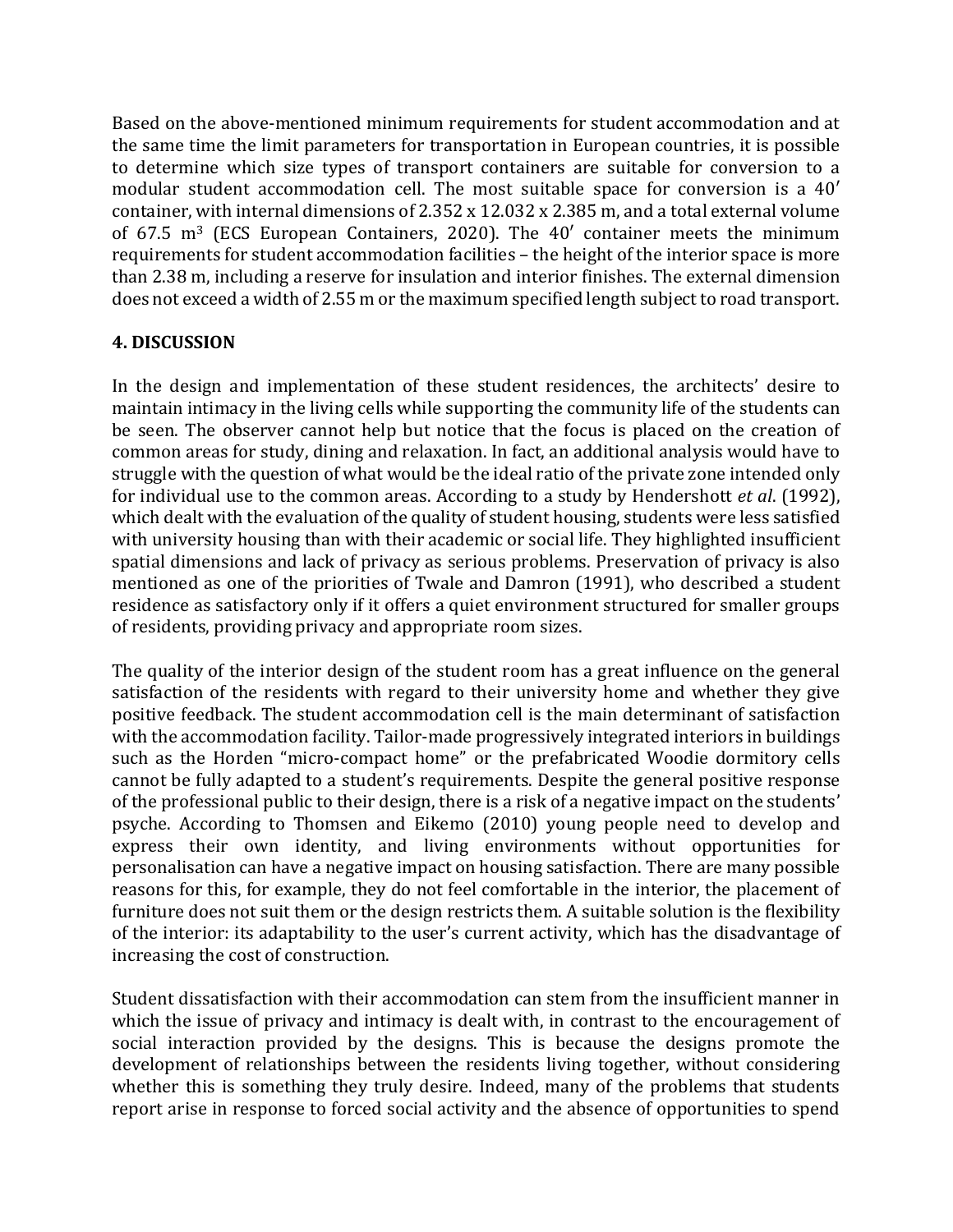Based on the above-mentioned minimum requirements for student accommodation and at the same time the limit parameters for transportation in European countries, it is possible to determine which size types of transport containers are suitable for conversion to a modular student accommodation cell. The most suitable space for conversion is a 40′ container, with internal dimensions of 2.352 x 12.032 x 2.385 m, and a total external volume of 67.5 m$^3$ (ECS European Containers, 2020). The 40′ container meets the minimum requirements for student accommodation facilities – the height of the interior space is more than 2.38 m, including a reserve for insulation and interior finishes. The external dimension does not exceed a width of 2.55 m or the maximum specified length subject to road transport.

## 4. DISCUSSION

In the design and implementation of these student residences, the architects' desire to maintain intimacy in the living cells while supporting the community life of the students can be seen. The observer cannot help but notice that the focus is placed on the creation of common areas for study, dining and relaxation. In fact, an additional analysis would have to struggle with the question of what would be the ideal ratio of the private zone intended only for individual use to the common areas. According to a study by Hendershott *et al*. (1992), which dealt with the evaluation of the quality of student housing, students were less satisfied with university housing than with their academic or social life. They highlighted insufficient spatial dimensions and lack of privacy as serious problems. Preservation of privacy is also mentioned as one of the priorities of Twale and Damron (1991), who described a student residence as satisfactory only if it offers a quiet environment structured for smaller groups of residents, providing privacy and appropriate room sizes.

The quality of the interior design of the student room has a great influence on the general satisfaction of the residents with regard to their university home and whether they give positive feedback. The student accommodation cell is the main determinant of satisfaction with the accommodation facility. Tailor-made progressively integrated interiors in buildings such as the Horden "micro-compact home" or the prefabricated Woodie dormitory cells cannot be fully adapted to a student's requirements. Despite the general positive response of the professional public to their design, there is a risk of a negative impact on the students' psyche. According to Thomsen and Eikemo (2010) young people need to develop and express their own identity, and living environments without opportunities for personalisation can have a negative impact on housing satisfaction. There are many possible reasons for this, for example, they do not feel comfortable in the interior, the placement of furniture does not suit them or the design restricts them. A suitable solution is the flexibility of the interior: its adaptability to the user's current activity, which has the disadvantage of increasing the cost of construction.

Student dissatisfaction with their accommodation can stem from the insufficient manner in which the issue of privacy and intimacy is dealt with, in contrast to the encouragement of social interaction provided by the designs. This is because the designs promote the development of relationships between the residents living together, without considering whether this is something they truly desire. Indeed, many of the problems that students report arise in response to forced social activity and the absence of opportunities to spend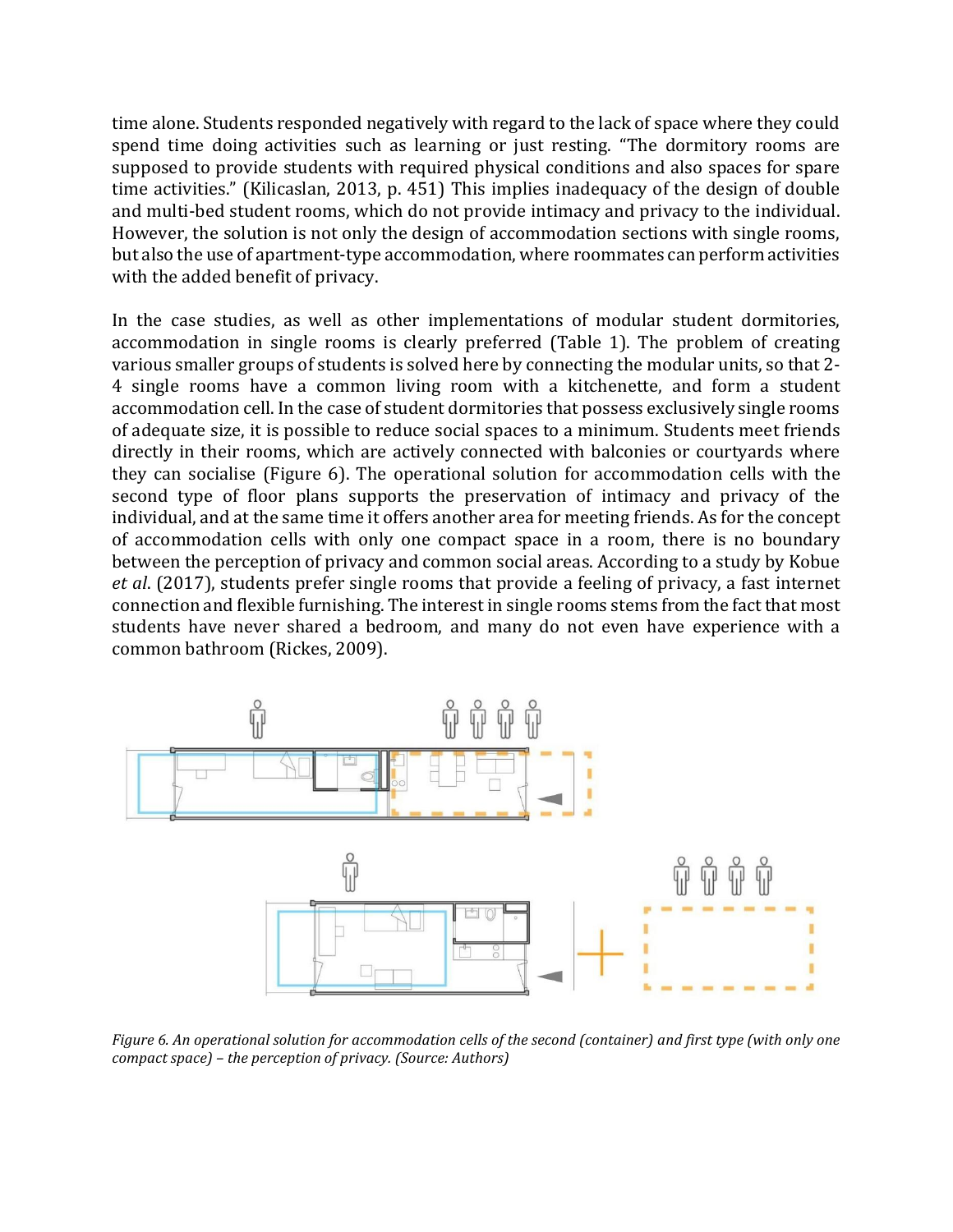time alone. Students responded negatively with regard to the lack of space where they could spend time doing activities such as learning or just resting. "The dormitory rooms are supposed to provide students with required physical conditions and also spaces for spare time activities." (Kilicaslan, 2013, p. 451) This implies inadequacy of the design of double and multi-bed student rooms, which do not provide intimacy and privacy to the individual. However, the solution is not only the design of accommodation sections with single rooms, but also the use of apartment-type accommodation, where roommates can perform activities with the added benefit of privacy.

In the case studies, as well as other implementations of modular student dormitories, accommodation in single rooms is clearly preferred (Table 1). The problem of creating various smaller groups of students is solved here by connecting the modular units, so that 2-4 single rooms have a common living room with a kitchenette, and form a student accommodation cell. In the case of student dormitories that possess exclusively single rooms of adequate size, it is possible to reduce social spaces to a minimum. Students meet friends directly in their rooms, which are actively connected with balconies or courtyards where they can socialise (Figure 6). The operational solution for accommodation cells with the second type of floor plans supports the preservation of intimacy and privacy of the individual, and at the same time it offers another area for meeting friends. As for the concept of accommodation cells with only one compact space in a room, there is no boundary between the perception of privacy and common social areas. According to a study by Kobue *et al*. (2017), students prefer single rooms that provide a feeling of privacy, a fast internet connection and flexible furnishing. The interest in single rooms stems from the fact that most students have never shared a bedroom, and many do not even have experience with a common bathroom (Rickes, 2009).

*Figure 6. An operational solution for accommodation cells of the second (container) and first type (with only one compact space) – the perception of privacy. (Source: Authors)*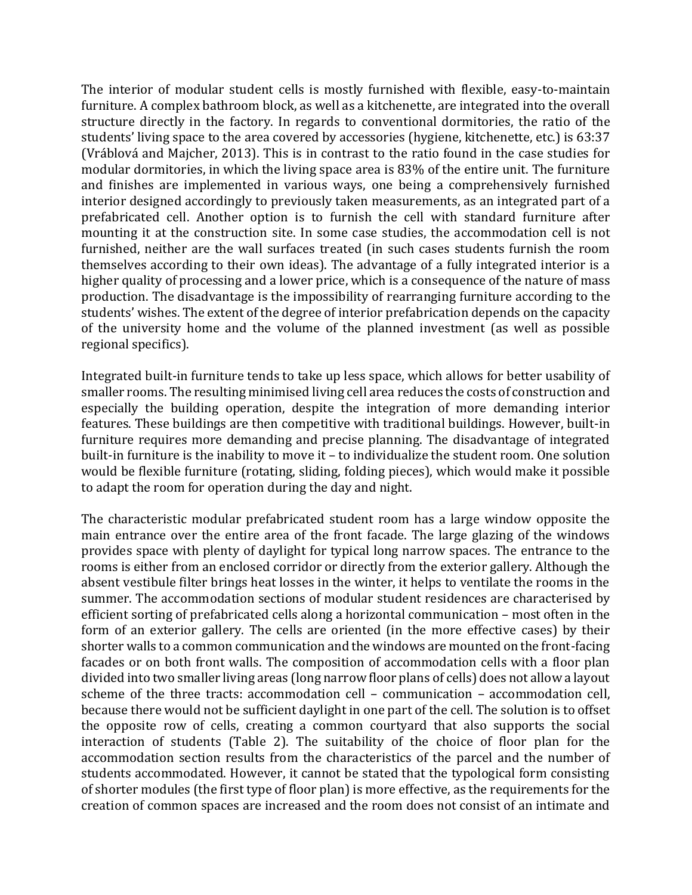The interior of modular student cells is mostly furnished with flexible, easy-to-maintain furniture. A complex bathroom block, as well as a kitchenette, are integrated into the overall structure directly in the factory. In regards to conventional dormitories, the ratio of the students' living space to the area covered by accessories (hygiene, kitchenette, etc.) is 63:37 (Vráblová and Majcher, 2013). This is in contrast to the ratio found in the case studies for modular dormitories, in which the living space area is 83% of the entire unit. The furniture and finishes are implemented in various ways, one being a comprehensively furnished interior designed accordingly to previously taken measurements, as an integrated part of a prefabricated cell. Another option is to furnish the cell with standard furniture after mounting it at the construction site. In some case studies, the accommodation cell is not furnished, neither are the wall surfaces treated (in such cases students furnish the room themselves according to their own ideas). The advantage of a fully integrated interior is a higher quality of processing and a lower price, which is a consequence of the nature of mass production. The disadvantage is the impossibility of rearranging furniture according to the students' wishes. The extent of the degree of interior prefabrication depends on the capacity of the university home and the volume of the planned investment (as well as possible regional specifics).

Integrated built-in furniture tends to take up less space, which allows for better usability of smaller rooms. The resulting minimised living cell area reduces the costs of construction and especially the building operation, despite the integration of more demanding interior features. These buildings are then competitive with traditional buildings. However, built-in furniture requires more demanding and precise planning. The disadvantage of integrated built-in furniture is the inability to move it – to individualize the student room. One solution would be flexible furniture (rotating, sliding, folding pieces), which would make it possible to adapt the room for operation during the day and night.

The characteristic modular prefabricated student room has a large window opposite the main entrance over the entire area of the front facade. The large glazing of the windows provides space with plenty of daylight for typical long narrow spaces. The entrance to the rooms is either from an enclosed corridor or directly from the exterior gallery. Although the absent vestibule filter brings heat losses in the winter, it helps to ventilate the rooms in the summer. The accommodation sections of modular student residences are characterised by efficient sorting of prefabricated cells along a horizontal communication – most often in the form of an exterior gallery. The cells are oriented (in the more effective cases) by their shorter walls to a common communication and the windows are mounted on the front-facing facades or on both front walls. The composition of accommodation cells with a floor plan divided into two smaller living areas (long narrow floor plans of cells) does not allow a layout scheme of the three tracts: accommodation cell – communication – accommodation cell, because there would not be sufficient daylight in one part of the cell. The solution is to offset the opposite row of cells, creating a common courtyard that also supports the social interaction of students (Table 2). The suitability of the choice of floor plan for the accommodation section results from the characteristics of the parcel and the number of students accommodated. However, it cannot be stated that the typological form consisting of shorter modules (the first type of floor plan) is more effective, as the requirements for the creation of common spaces are increased and the room does not consist of an intimate and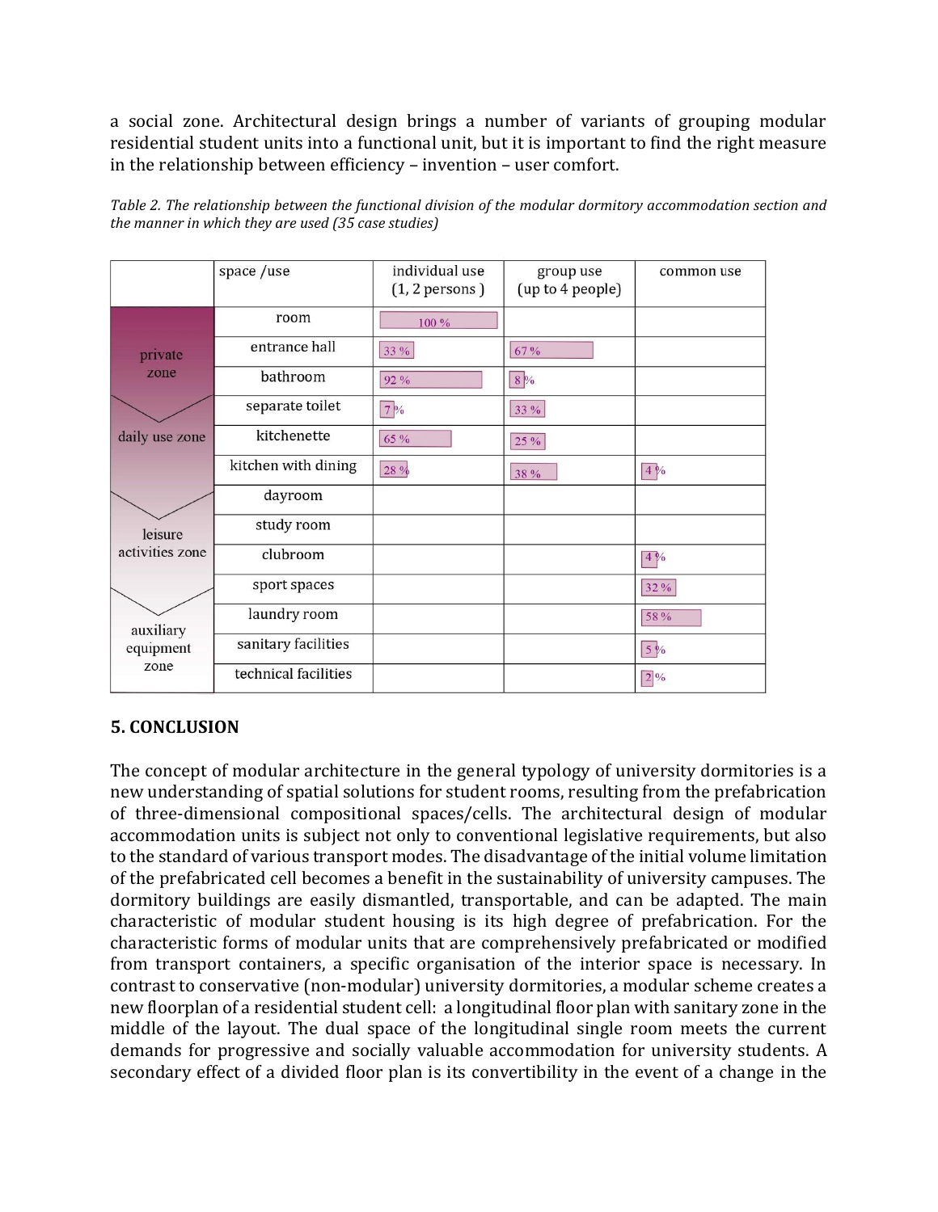a social zone. Architectural design brings a number of variants of grouping modular residential student units into a functional unit, but it is important to find the right measure in the relationship between efficiency – invention – user comfort.

*Table 2. The relationship between the functional division of the modular dormitory accommodation section and the manner in which they are used (35 case studies)*

| | space /use | individual use (1, 2 persons ) | group use (up to 4 people) | common use |
|---|---|---|---|---|
| private zone | room | 100 % | | |
| | entrance hall | 33 % | 67 % | |
| | bathroom | 92 % | 8 % | |
| daily use zone | separate toilet | 7 % | 33 % | |
| | kitchenette | 65 % | 25 % | |
| | kitchen with dining | 28 % | 38 % | 4 % |
| leisure activities zone | dayroom | | | |
| | study room | | | |
| | clubroom | | | 4 % |
| | sport spaces | | | 32 % |
| auxiliary equipment zone | laundry room | | | 58 % |
| | sanitary facilities | | | 5 % |
| | technical facilities | | | 2 % |

## 5. CONCLUSION

The concept of modular architecture in the general typology of university dormitories is a new understanding of spatial solutions for student rooms, resulting from the prefabrication of three-dimensional compositional spaces/cells. The architectural design of modular accommodation units is subject not only to conventional legislative requirements, but also to the standard of various transport modes. The disadvantage of the initial volume limitation of the prefabricated cell becomes a benefit in the sustainability of university campuses. The dormitory buildings are easily dismantled, transportable, and can be adapted. The main characteristic of modular student housing is its high degree of prefabrication. For the characteristic forms of modular units that are comprehensively prefabricated or modified from transport containers, a specific organisation of the interior space is necessary. In contrast to conservative (non-modular) university dormitories, a modular scheme creates a new floorplan of a residential student cell: a longitudinal floor plan with sanitary zone in the middle of the layout. The dual space of the longitudinal single room meets the current demands for progressive and socially valuable accommodation for university students. A secondary effect of a divided floor plan is its convertibility in the event of a change in the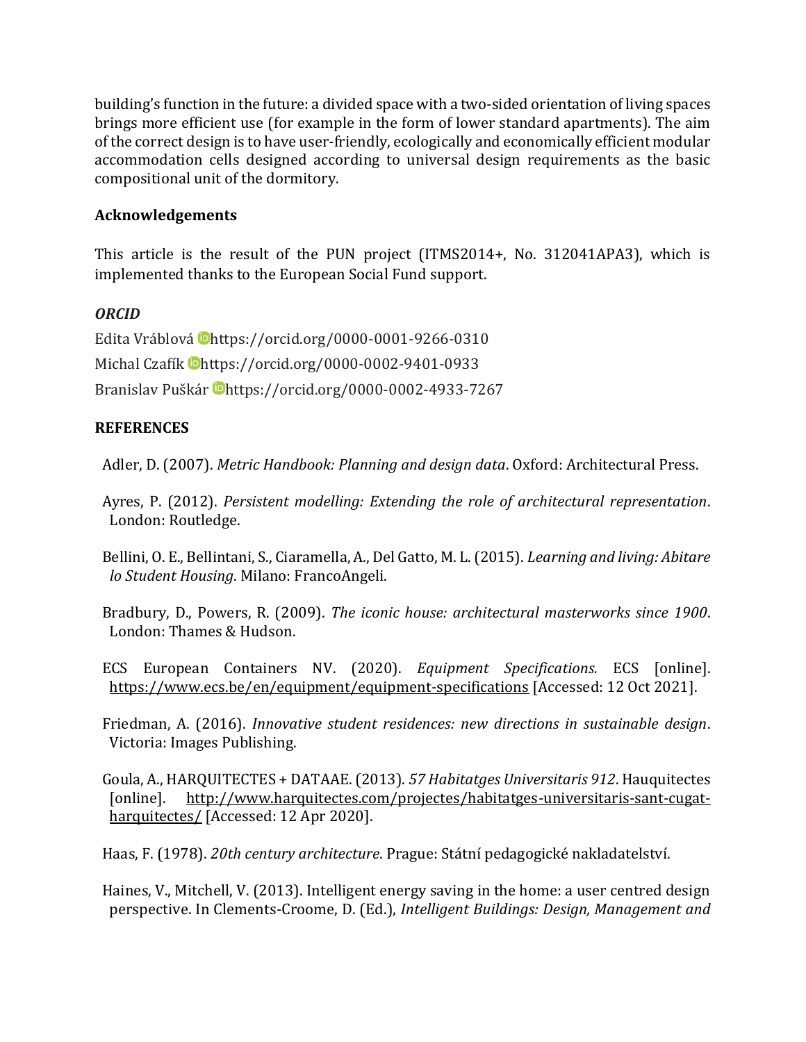building's function in the future: a divided space with a two-sided orientation of living spaces brings more efficient use (for example in the form of lower standard apartments). The aim of the correct design is to have user-friendly, ecologically and economically efficient modular accommodation cells designed according to universal design requirements as the basic compositional unit of the dormitory.

## Acknowledgements

This article is the result of the PUN project (ITMS2014+, No. 312041APA3), which is implemented thanks to the European Social Fund support.

### *ORCID*

Edita Vráblová https://orcid.org/0000-0001-9266-0310

Michal Czafík https://orcid.org/0000-0002-9401-0933

Branislav Puškár https://orcid.org/0000-0002-4933-7267

## REFERENCES

Adler, D. (2007). *Metric Handbook: Planning and design data*. Oxford: Architectural Press.

Ayres, P. (2012). *Persistent modelling: Extending the role of architectural representation*. London: Routledge.

Bellini, O. E., Bellintani, S., Ciaramella, A., Del Gatto, M. L. (2015). *Learning and living: Abitare lo Student Housing*. Milano: FrancoAngeli.

Bradbury, D., Powers, R. (2009). *The iconic house: architectural masterworks since 1900*. London: Thames & Hudson.

ECS European Containers NV. (2020). *Equipment Specifications.* ECS [online]. https://www.ecs.be/en/equipment/equipment-specifications [Accessed: 12 Oct 2021].

Friedman, A. (2016). *Innovative student residences: new directions in sustainable design*. Victoria: Images Publishing.

Goula, A., HARQUITECTES + DATAAE. (2013). *57 Habitatges Universitaris 912*. Hauquitectes [online]. http://www.harquitectes.com/projectes/habitatges-universitaris-sant-cugat-harquitectes/ [Accessed: 12 Apr 2020].

Haas, F. (1978). *20th century architecture*. Prague: Státní pedagogické nakladatelství.

Haines, V., Mitchell, V. (2013). Intelligent energy saving in the home: a user centred design perspective. In Clements-Croome, D. (Ed.), *Intelligent Buildings: Design, Management and*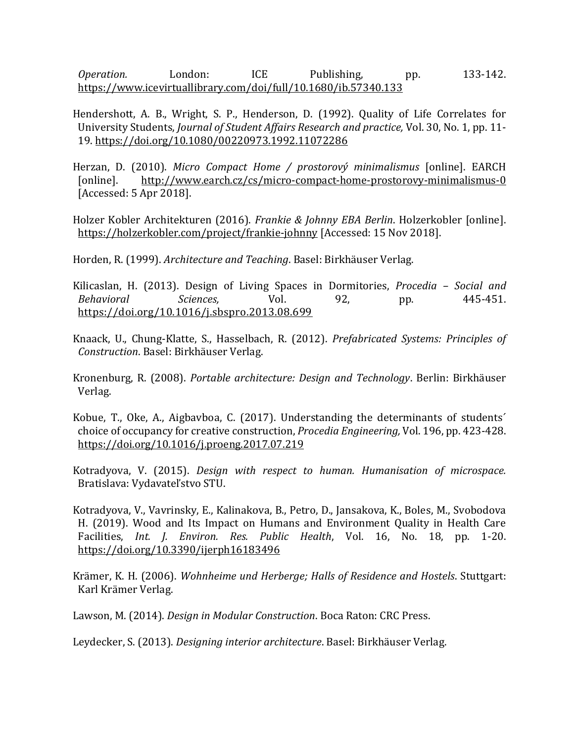*Operation.* London: ICE Publishing, pp. 133-142. https://www.icevirtuallibrary.com/doi/full/10.1680/ib.57340.133

Hendershott, A. B., Wright, S. P., Henderson, D. (1992). Quality of Life Correlates for University Students, *Journal of Student Affairs Research and practice,* Vol. 30, No. 1, pp. 11-19. https://doi.org/10.1080/00220973.1992.11072286

Herzan, D. (2010). *Micro Compact Home / prostorový minimalismus* [online]. EARCH [online]. http://www.earch.cz/cs/micro-compact-home-prostorovy-minimalismus-0 [Accessed: 5 Apr 2018].

Holzer Kobler Architekturen (2016). *Frankie & Johnny EBA Berlin*. Holzerkobler [online]. https://holzerkobler.com/project/frankie-johnny [Accessed: 15 Nov 2018].

Horden, R. (1999). *Architecture and Teaching*. Basel: Birkhäuser Verlag.

Kilicaslan, H. (2013). Design of Living Spaces in Dormitories, *Procedia – Social and Behavioral Sciences,* Vol. 92, pp. 445-451. https://doi.org/10.1016/j.sbspro.2013.08.699

Knaack, U., Chung-Klatte, S., Hasselbach, R. (2012). *Prefabricated Systems: Principles of Construction*. Basel: Birkhäuser Verlag.

Kronenburg, R. (2008). *Portable architecture: Design and Technology*. Berlin: Birkhäuser Verlag.

Kobue, T., Oke, A., Aigbavboa, C. (2017). Understanding the determinants of students´ choice of occupancy for creative construction, *Procedia Engineering,* Vol. 196, pp. 423-428. https://doi.org/10.1016/j.proeng.2017.07.219

Kotradyova, V. (2015). *Design with respect to human. Humanisation of microspace.* Bratislava: Vydavateľstvo STU.

Kotradyova, V., Vavrinsky, E., Kalinakova, B., Petro, D., Jansakova, K., Boles, M., Svobodova H. (2019). Wood and Its Impact on Humans and Environment Quality in Health Care Facilities, *Int. J. Environ. Res. Public Health*, Vol. 16, No. 18, pp. 1-20. https://doi.org/10.3390/ijerph16183496

Krämer, K. H. (2006). *Wohnheime und Herberge; Halls of Residence and Hostels*. Stuttgart: Karl Krämer Verlag.

Lawson, M. (2014). *Design in Modular Construction*. Boca Raton: CRC Press.

Leydecker, S. (2013). *Designing interior architecture*. Basel: Birkhäuser Verlag.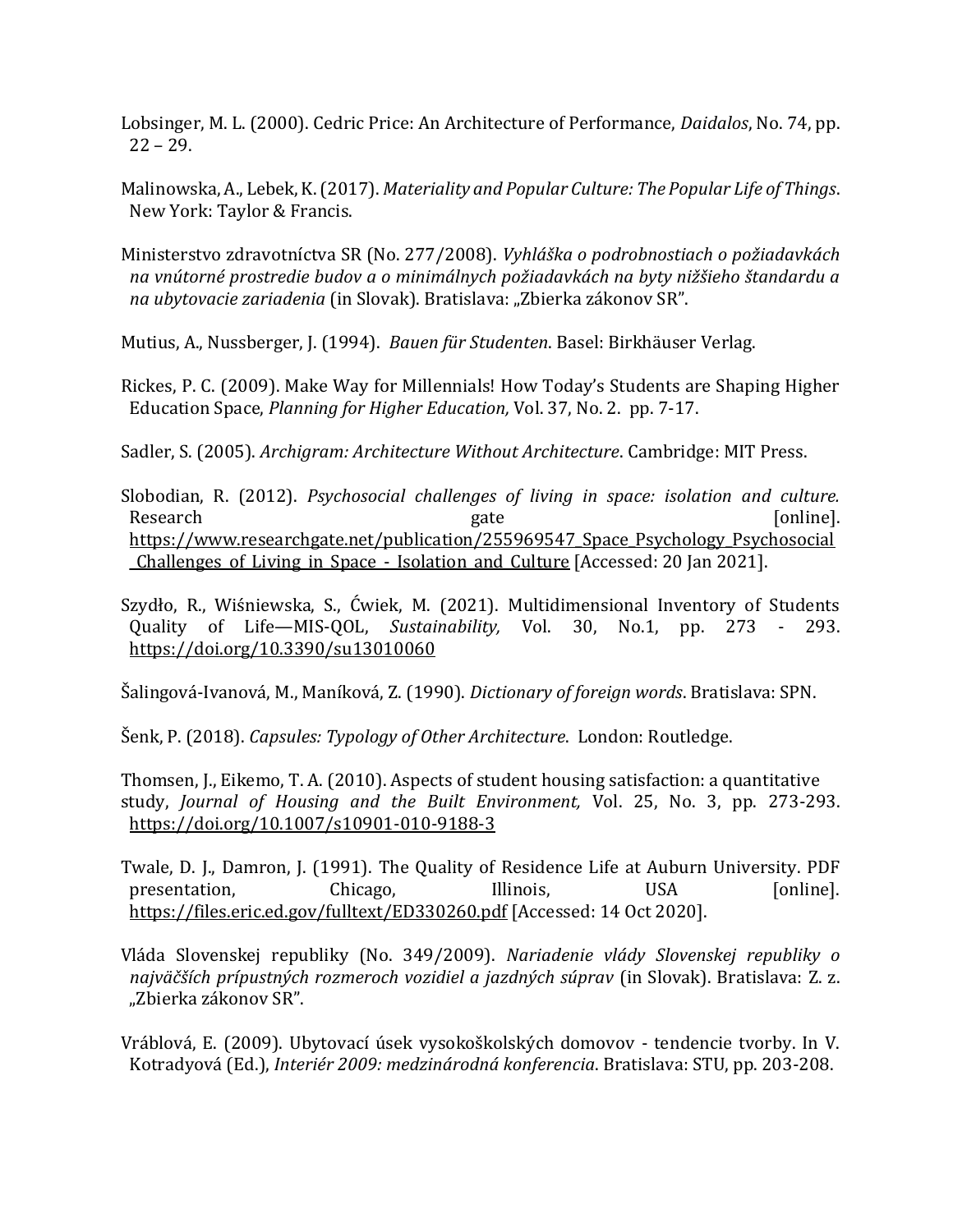Lobsinger, M. L. (2000). Cedric Price: An Architecture of Performance, *Daidalos*, No. 74, pp. 22 – 29.

Malinowska, A., Lebek, K. (2017). *Materiality and Popular Culture: The Popular Life of Things*. New York: Taylor & Francis.

Ministerstvo zdravotníctva SR (No. 277/2008). *Vyhláška o podrobnostiach o požiadavkách na vnútorné prostredie budov a o minimálnych požiadavkách na byty nižšieho štandardu a na ubytovacie zariadenia* (in Slovak). Bratislava: „Zbierka zákonov SR".

Mutius, A., Nussberger, J. (1994). *Bauen für Studenten*. Basel: Birkhäuser Verlag.

Rickes, P. C. (2009). Make Way for Millennials! How Today's Students are Shaping Higher Education Space, *Planning for Higher Education,* Vol. 37, No. 2. pp. 7-17.

Sadler, S. (2005). *Archigram: Architecture Without Architecture*. Cambridge: MIT Press.

Slobodian, R. (2012). *Psychosocial challenges of living in space: isolation and culture.* Research gate [online]. https://www.researchgate.net/publication/255969547_Space_Psychology_Psychosocial_Challenges_of_Living_in_Space_-_Isolation_and_Culture [Accessed: 20 Jan 2021].

Szydło, R., Wiśniewska, S., Ćwiek, M. (2021). Multidimensional Inventory of Students Quality of Life—MIS-QOL, *Sustainability,* Vol. 30, No.1, pp. 273 - 293. https://doi.org/10.3390/su13010060

Šalingová-Ivanová, M., Maníková, Z. (1990). *Dictionary of foreign words*. Bratislava: SPN.

Šenk, P. (2018). *Capsules: Typology of Other Architecture*. London: Routledge.

Thomsen, J., Eikemo, T. A. (2010). Aspects of student housing satisfaction: a quantitative study, *Journal of Housing and the Built Environment,* Vol. 25, No. 3, pp. 273-293. https://doi.org/10.1007/s10901-010-9188-3

Twale, D. J., Damron, J. (1991). The Quality of Residence Life at Auburn University. PDF presentation, Chicago, Illinois, USA [online]. https://files.eric.ed.gov/fulltext/ED330260.pdf [Accessed: 14 Oct 2020].

Vláda Slovenskej republiky (No. 349/2009). *Nariadenie vlády Slovenskej republiky o najväčších prípustných rozmeroch vozidiel a jazdných súprav* (in Slovak). Bratislava: Z. z. „Zbierka zákonov SR".

Vráblová, E. (2009). Ubytovací úsek vysokoškolských domovov - tendencie tvorby. In V. Kotradyová (Ed.), *Interiér 2009: medzinárodná konferencia*. Bratislava: STU, pp. 203-208.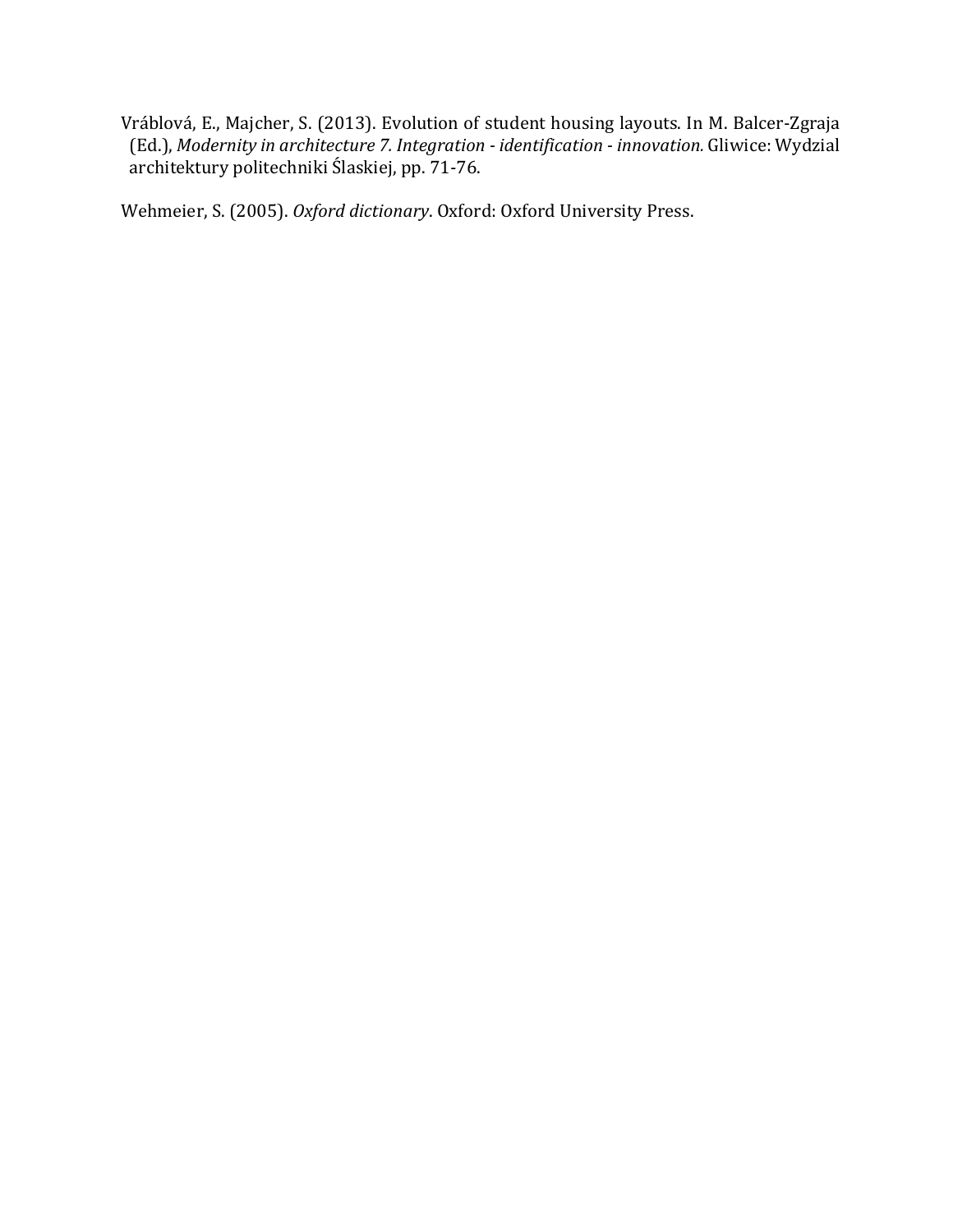Vráblová, E., Majcher, S. (2013). Evolution of student housing layouts. In M. Balcer-Zgraja (Ed.), *Modernity in architecture 7. Integration - identification - innovation.* Gliwice: Wydzial architektury politechniki Ślaskiej, pp. 71-76.

Wehmeier, S. (2005). *Oxford dictionary*. Oxford: Oxford University Press.